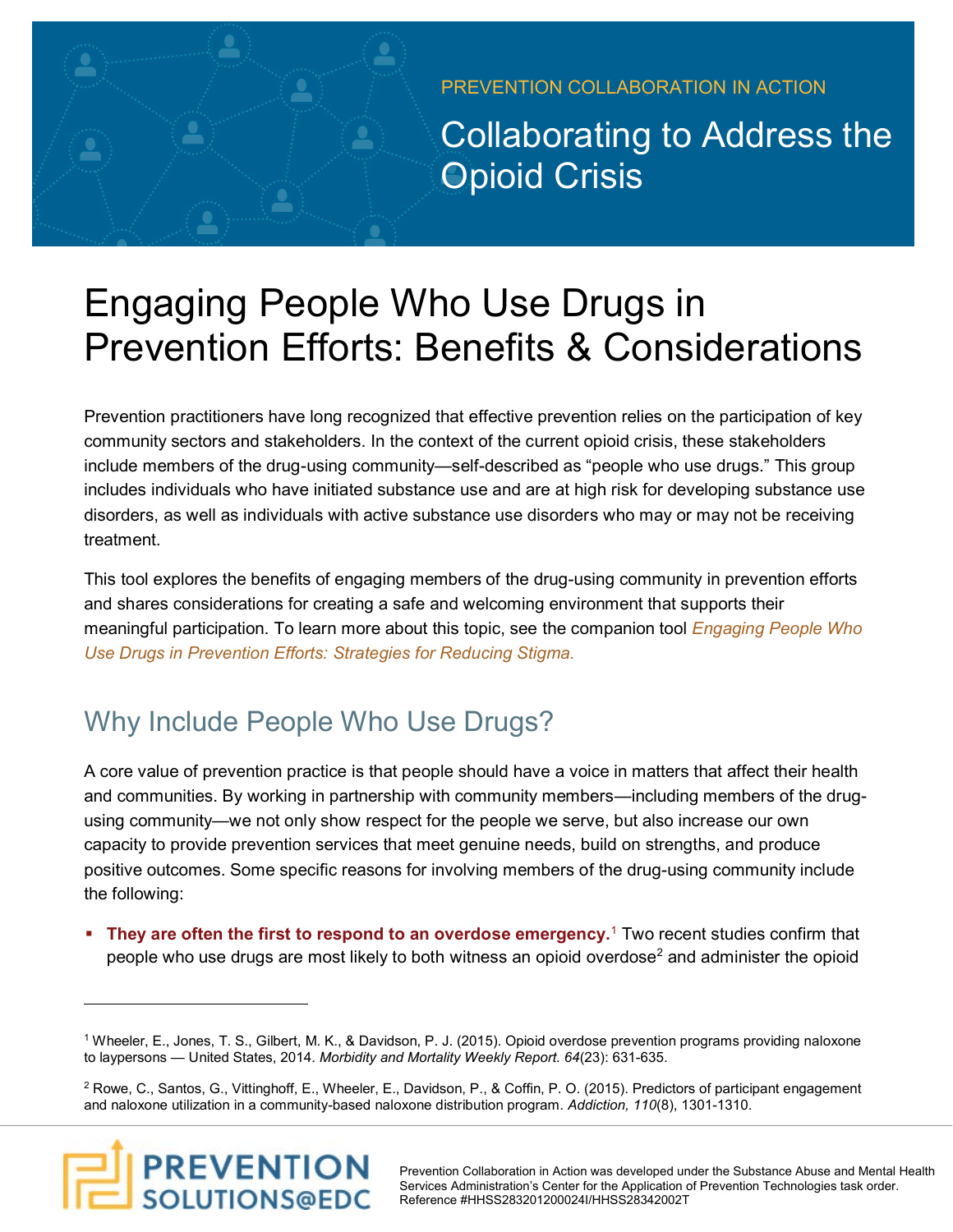PREVENTION COLLABORATION IN ACTION

Collaborating to Address the Opioid Crisis

# Engaging People Who Use Drugs in Prevention Efforts: Benefits & Considerations

Prevention practitioners have long recognized that effective prevention relies on the participation of key community sectors and stakeholders. In the context of the current opioid crisis, these stakeholders include members of the drug-using community—self-described as "people who use drugs." This group includes individuals who have initiated substance use and are at high risk for developing substance use disorders, as well as individuals with active substance use disorders who may or may not be receiving treatment.

This tool explores the benefits of engaging members of the drug-using community in prevention efforts and shares considerations for creating a safe and welcoming environment that supports their meaningful participation. To learn more about this topic, see the companion tool *Engaging People Who Use Drugs in Prevention Efforts: Strategies for Reducing Stigma.*

## Why Include People Who Use Drugs?

A core value of prevention practice is that people should have a voice in matters that affect their health and communities. By working in partnership with community members—including members of the drug-using community—we not only show respect for the people we serve, but also increase our own capacity to provide prevention services that meet genuine needs, build on strengths, and produce positive outcomes. Some specific reasons for involving members of the drug-using community include the following:

- **They are often the first to respond to an overdose emergency.**[1] Two recent studies confirm that people who use drugs are most likely to both witness an opioid overdose[2] and administer the opioid

---

[1] Wheeler, E., Jones, T. S., Gilbert, M. K., & Davidson, P. J. (2015). Opioid overdose prevention programs providing naloxone to laypersons — United States, 2014. *Morbidity and Mortality Weekly Report. 64*(23): 631-635.

[2] Rowe, C., Santos, G., Vittinghoff, E., Wheeler, E., Davidson, P., & Coffin, P. O. (2015). Predictors of participant engagement and naloxone utilization in a community-based naloxone distribution program. *Addiction, 110*(8), 1301-1310.

Prevention Collaboration in Action was developed under the Substance Abuse and Mental Health Services Administration's Center for the Application of Prevention Technologies task order. Reference #HHSS283201200024I/HHSS28342002T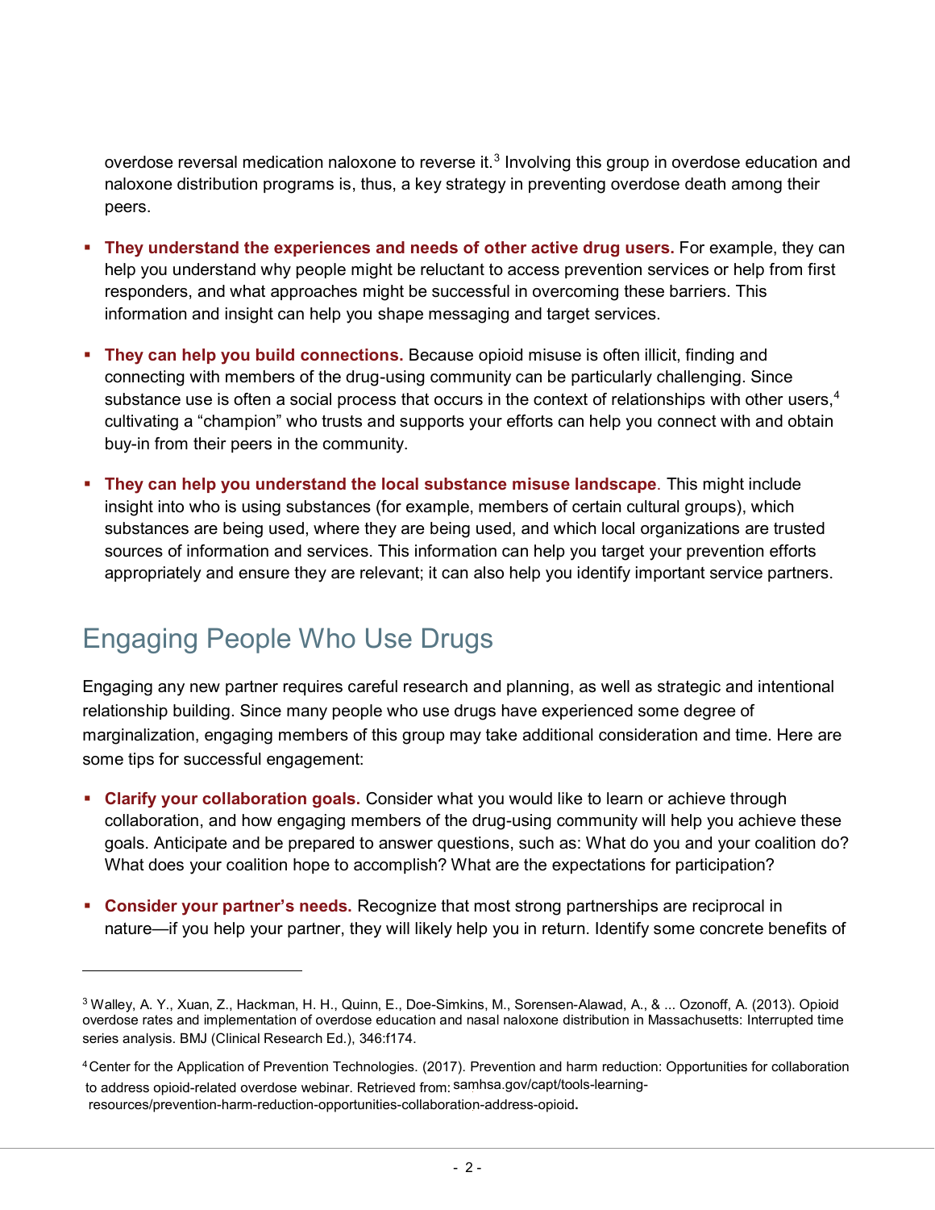overdose reversal medication naloxone to reverse it.[3] Involving this group in overdose education and naloxone distribution programs is, thus, a key strategy in preventing overdose death among their peers.

- **They understand the experiences and needs of other active drug users.** For example, they can help you understand why people might be reluctant to access prevention services or help from first responders, and what approaches might be successful in overcoming these barriers. This information and insight can help you shape messaging and target services.

- **They can help you build connections.** Because opioid misuse is often illicit, finding and connecting with members of the drug-using community can be particularly challenging. Since substance use is often a social process that occurs in the context of relationships with other users,[4] cultivating a "champion" who trusts and supports your efforts can help you connect with and obtain buy-in from their peers in the community.

- **They can help you understand the local substance misuse landscape**. This might include insight into who is using substances (for example, members of certain cultural groups), which substances are being used, where they are being used, and which local organizations are trusted sources of information and services. This information can help you target your prevention efforts appropriately and ensure they are relevant; it can also help you identify important service partners.

## Engaging People Who Use Drugs

Engaging any new partner requires careful research and planning, as well as strategic and intentional relationship building. Since many people who use drugs have experienced some degree of marginalization, engaging members of this group may take additional consideration and time. Here are some tips for successful engagement:

- **Clarify your collaboration goals.** Consider what you would like to learn or achieve through collaboration, and how engaging members of the drug-using community will help you achieve these goals. Anticipate and be prepared to answer questions, such as: What do you and your coalition do? What does your coalition hope to accomplish? What are the expectations for participation?

- **Consider your partner's needs.** Recognize that most strong partnerships are reciprocal in nature—if you help your partner, they will likely help you in return. Identify some concrete benefits of

---

[3] Walley, A. Y., Xuan, Z., Hackman, H. H., Quinn, E., Doe-Simkins, M., Sorensen-Alawad, A., & ... Ozonoff, A. (2013). Opioid overdose rates and implementation of overdose education and nasal naloxone distribution in Massachusetts: Interrupted time series analysis. BMJ (Clinical Research Ed.), 346:f174.

[4] Center for the Application of Prevention Technologies. (2017). Prevention and harm reduction: Opportunities for collaboration to address opioid-related overdose webinar. Retrieved from: samhsa.gov/capt/tools-learning-resources/prevention-harm-reduction-opportunities-collaboration-address-opioid.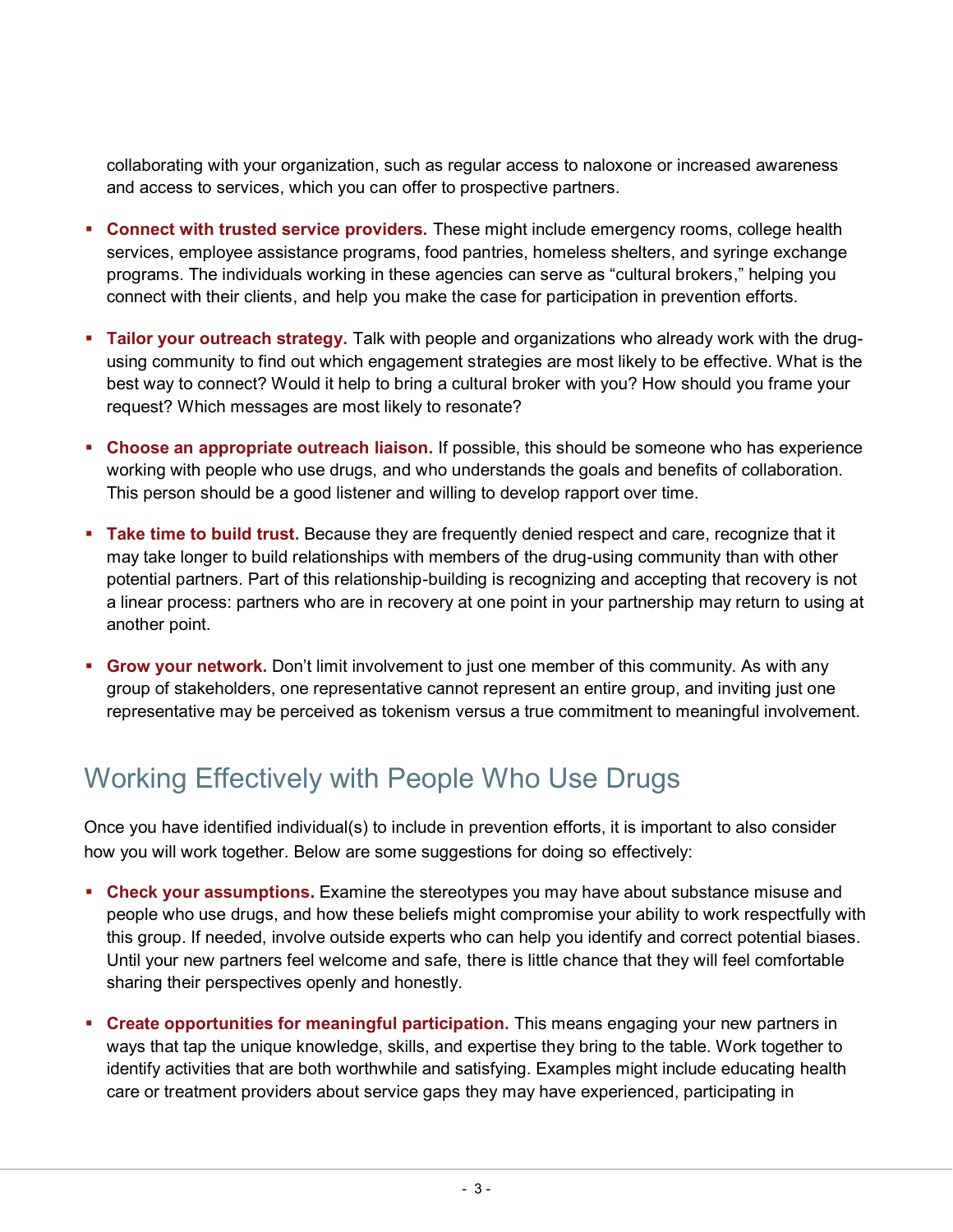collaborating with your organization, such as regular access to naloxone or increased awareness and access to services, which you can offer to prospective partners.

- **Connect with trusted service providers.** These might include emergency rooms, college health services, employee assistance programs, food pantries, homeless shelters, and syringe exchange programs. The individuals working in these agencies can serve as "cultural brokers," helping you connect with their clients, and help you make the case for participation in prevention efforts.

- **Tailor your outreach strategy.** Talk with people and organizations who already work with the drug-using community to find out which engagement strategies are most likely to be effective. What is the best way to connect? Would it help to bring a cultural broker with you? How should you frame your request? Which messages are most likely to resonate?

- **Choose an appropriate outreach liaison.** If possible, this should be someone who has experience working with people who use drugs, and who understands the goals and benefits of collaboration. This person should be a good listener and willing to develop rapport over time.

- **Take time to build trust.** Because they are frequently denied respect and care, recognize that it may take longer to build relationships with members of the drug-using community than with other potential partners. Part of this relationship-building is recognizing and accepting that recovery is not a linear process: partners who are in recovery at one point in your partnership may return to using at another point.

- **Grow your network.** Don't limit involvement to just one member of this community. As with any group of stakeholders, one representative cannot represent an entire group, and inviting just one representative may be perceived as tokenism versus a true commitment to meaningful involvement.

## Working Effectively with People Who Use Drugs

Once you have identified individual(s) to include in prevention efforts, it is important to also consider how you will work together. Below are some suggestions for doing so effectively:

- **Check your assumptions.** Examine the stereotypes you may have about substance misuse and people who use drugs, and how these beliefs might compromise your ability to work respectfully with this group. If needed, involve outside experts who can help you identify and correct potential biases. Until your new partners feel welcome and safe, there is little chance that they will feel comfortable sharing their perspectives openly and honestly.

- **Create opportunities for meaningful participation.** This means engaging your new partners in ways that tap the unique knowledge, skills, and expertise they bring to the table. Work together to identify activities that are both worthwhile and satisfying. Examples might include educating health care or treatment providers about service gaps they may have experienced, participating in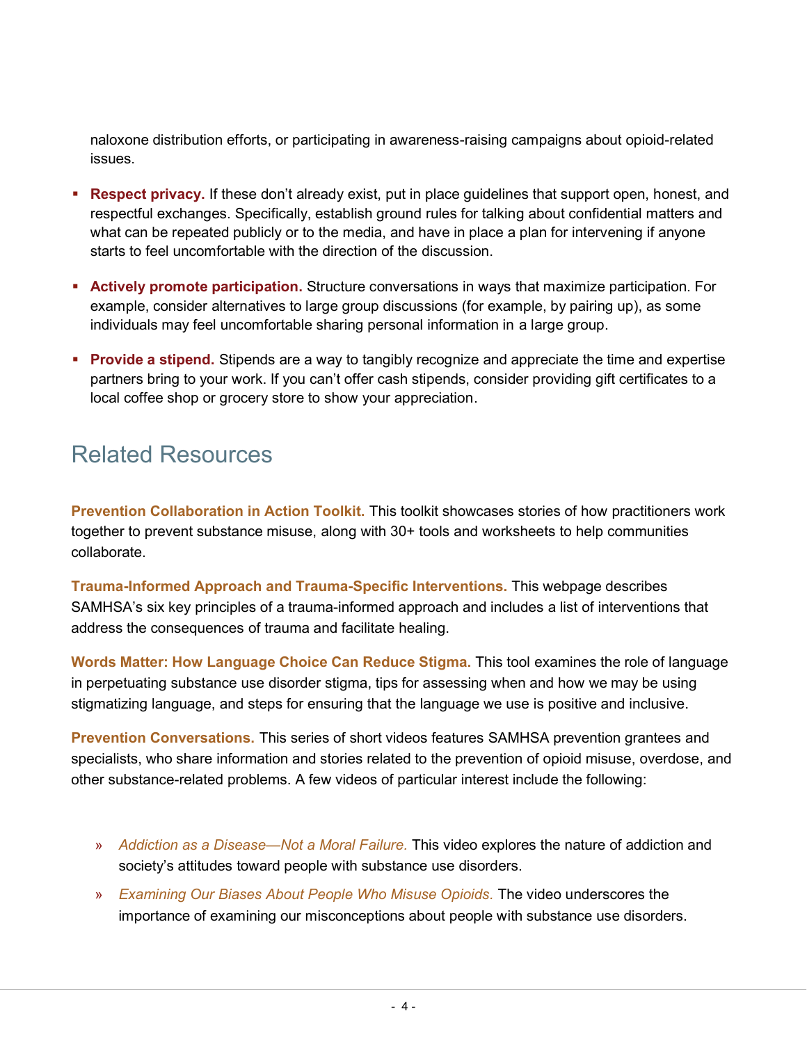naloxone distribution efforts, or participating in awareness-raising campaigns about opioid-related issues.

- **Respect privacy.** If these don't already exist, put in place guidelines that support open, honest, and respectful exchanges. Specifically, establish ground rules for talking about confidential matters and what can be repeated publicly or to the media, and have in place a plan for intervening if anyone starts to feel uncomfortable with the direction of the discussion.
- **Actively promote participation.** Structure conversations in ways that maximize participation. For example, consider alternatives to large group discussions (for example, by pairing up), as some individuals may feel uncomfortable sharing personal information in a large group.
- **Provide a stipend.** Stipends are a way to tangibly recognize and appreciate the time and expertise partners bring to your work. If you can't offer cash stipends, consider providing gift certificates to a local coffee shop or grocery store to show your appreciation.

## Related Resources

**Prevention Collaboration in Action Toolkit.** This toolkit showcases stories of how practitioners work together to prevent substance misuse, along with 30+ tools and worksheets to help communities collaborate.

**Trauma-Informed Approach and Trauma-Specific Interventions.** This webpage describes SAMHSA's six key principles of a trauma-informed approach and includes a list of interventions that address the consequences of trauma and facilitate healing.

**Words Matter: How Language Choice Can Reduce Stigma.** This tool examines the role of language in perpetuating substance use disorder stigma, tips for assessing when and how we may be using stigmatizing language, and steps for ensuring that the language we use is positive and inclusive.

**Prevention Conversations.** This series of short videos features SAMHSA prevention grantees and specialists, who share information and stories related to the prevention of opioid misuse, overdose, and other substance-related problems. A few videos of particular interest include the following:

- *Addiction as a Disease—Not a Moral Failure.* This video explores the nature of addiction and society's attitudes toward people with substance use disorders.
- *Examining Our Biases About People Who Misuse Opioids.* The video underscores the importance of examining our misconceptions about people with substance use disorders.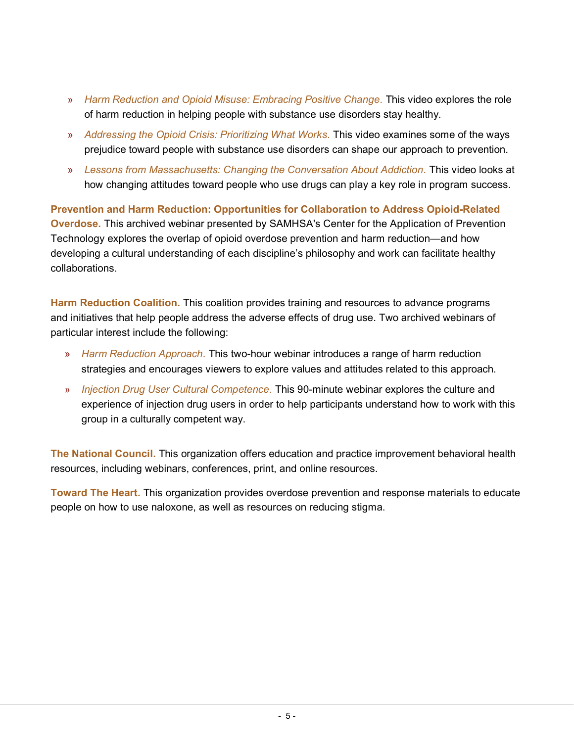- *Harm Reduction and Opioid Misuse: Embracing Positive Change.* This video explores the role of harm reduction in helping people with substance use disorders stay healthy.
- *Addressing the Opioid Crisis: Prioritizing What Works.* This video examines some of the ways prejudice toward people with substance use disorders can shape our approach to prevention.
- *Lessons from Massachusetts: Changing the Conversation About Addiction.* This video looks at how changing attitudes toward people who use drugs can play a key role in program success.

**Prevention and Harm Reduction: Opportunities for Collaboration to Address Opioid-Related Overdose.** This archived webinar presented by SAMHSA's Center for the Application of Prevention Technology explores the overlap of opioid overdose prevention and harm reduction—and how developing a cultural understanding of each discipline's philosophy and work can facilitate healthy collaborations.

**Harm Reduction Coalition.** This coalition provides training and resources to advance programs and initiatives that help people address the adverse effects of drug use. Two archived webinars of particular interest include the following:

- *Harm Reduction Approach.* This two-hour webinar introduces a range of harm reduction strategies and encourages viewers to explore values and attitudes related to this approach.
- *Injection Drug User Cultural Competence.* This 90-minute webinar explores the culture and experience of injection drug users in order to help participants understand how to work with this group in a culturally competent way.

**The National Council.** This organization offers education and practice improvement behavioral health resources, including webinars, conferences, print, and online resources.

**Toward The Heart.** This organization provides overdose prevention and response materials to educate people on how to use naloxone, as well as resources on reducing stigma.